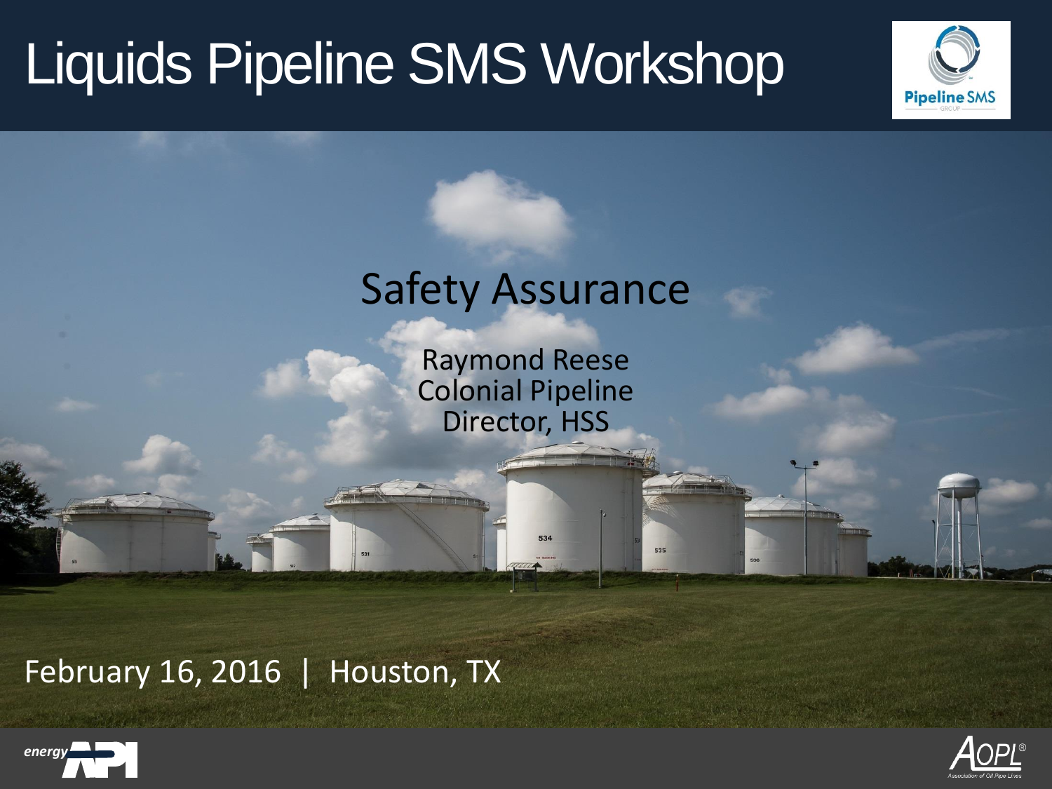# Liquids Pipeline SMS Workshop

## Safety Assurance

Raymond Reese
Colonial Pipeline
Director, HSS

February 16, 2016 | Houston, TX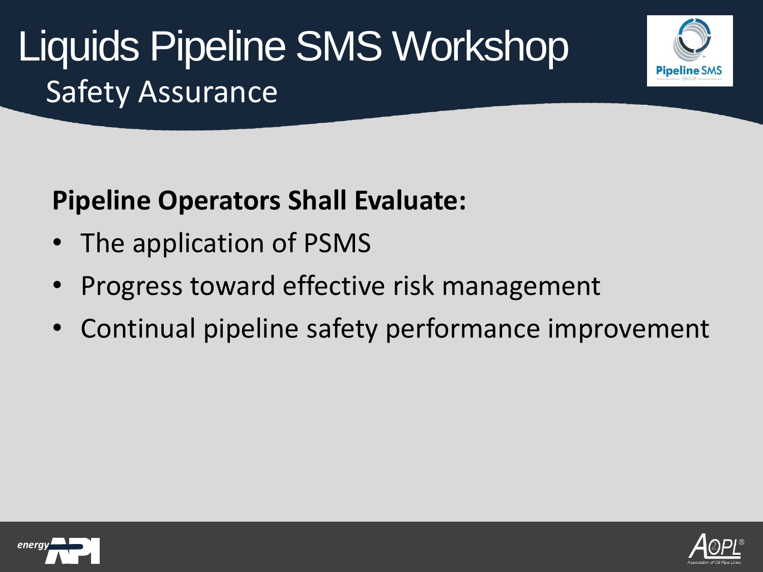# Liquids Pipeline SMS Workshop

## Safety Assurance

**Pipeline Operators Shall Evaluate:**

- The application of PSMS
- Progress toward effective risk management
- Continual pipeline safety performance improvement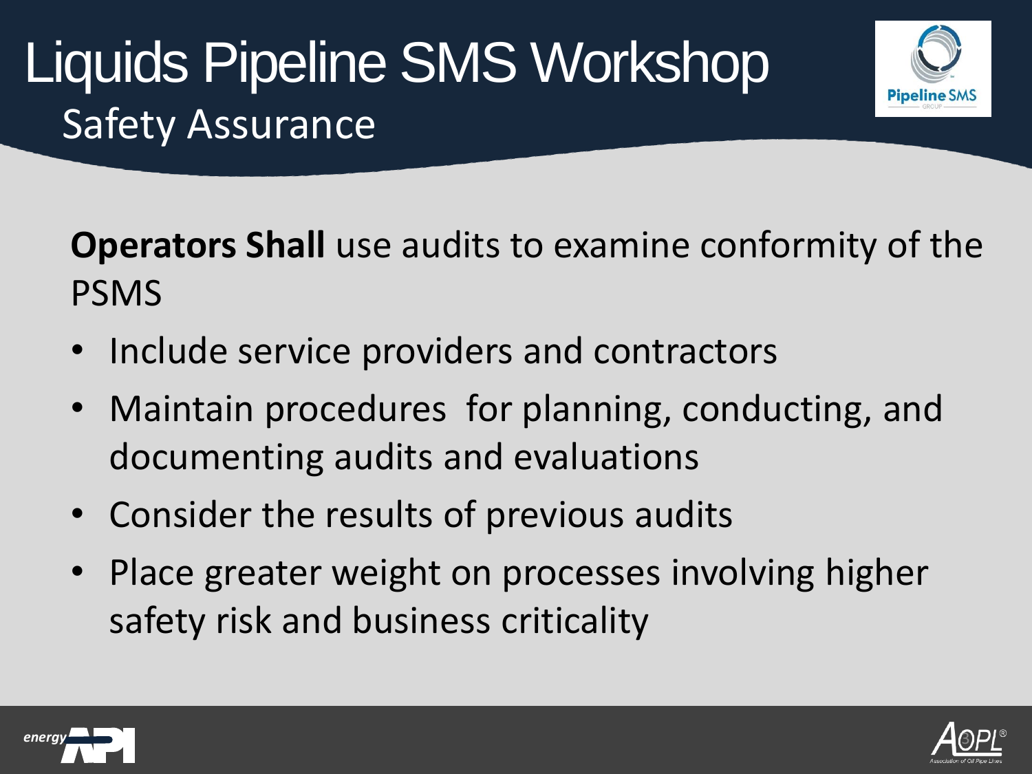# Liquids Pipeline SMS Workshop

## Safety Assurance

**Operators Shall** use audits to examine conformity of the PSMS

- Include service providers and contractors
- Maintain procedures for planning, conducting, and documenting audits and evaluations
- Consider the results of previous audits
- Place greater weight on processes involving higher safety risk and business criticality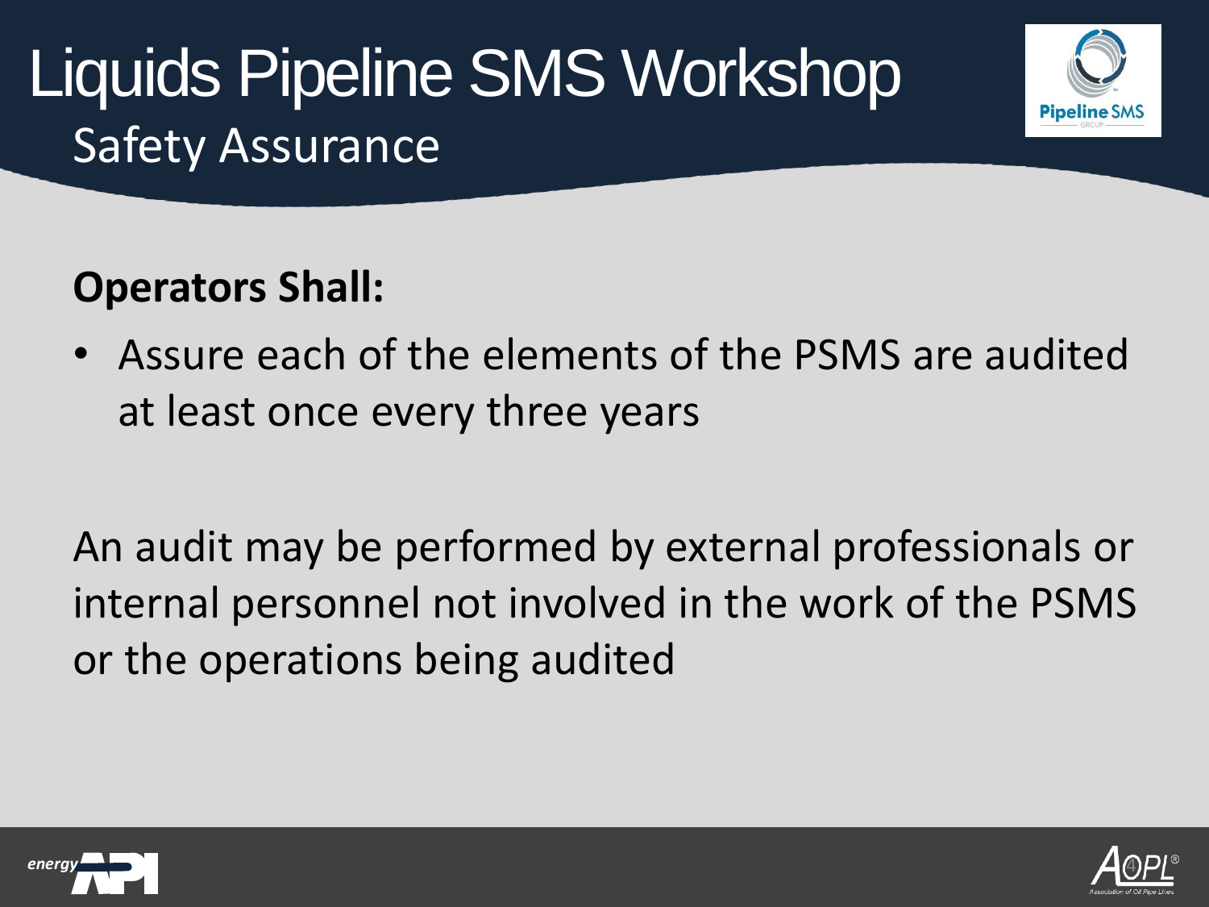# Liquids Pipeline SMS Workshop

## Safety Assurance

**Operators Shall:**

- Assure each of the elements of the PSMS are audited at least once every three years

An audit may be performed by external professionals or internal personnel not involved in the work of the PSMS or the operations being audited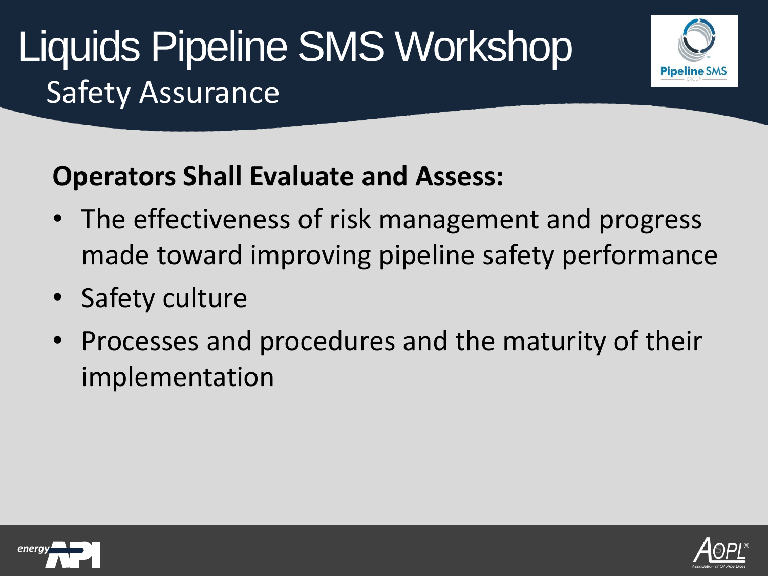# Liquids Pipeline SMS Workshop

## Safety Assurance

**Operators Shall Evaluate and Assess:**

- The effectiveness of risk management and progress made toward improving pipeline safety performance
- Safety culture
- Processes and procedures and the maturity of their implementation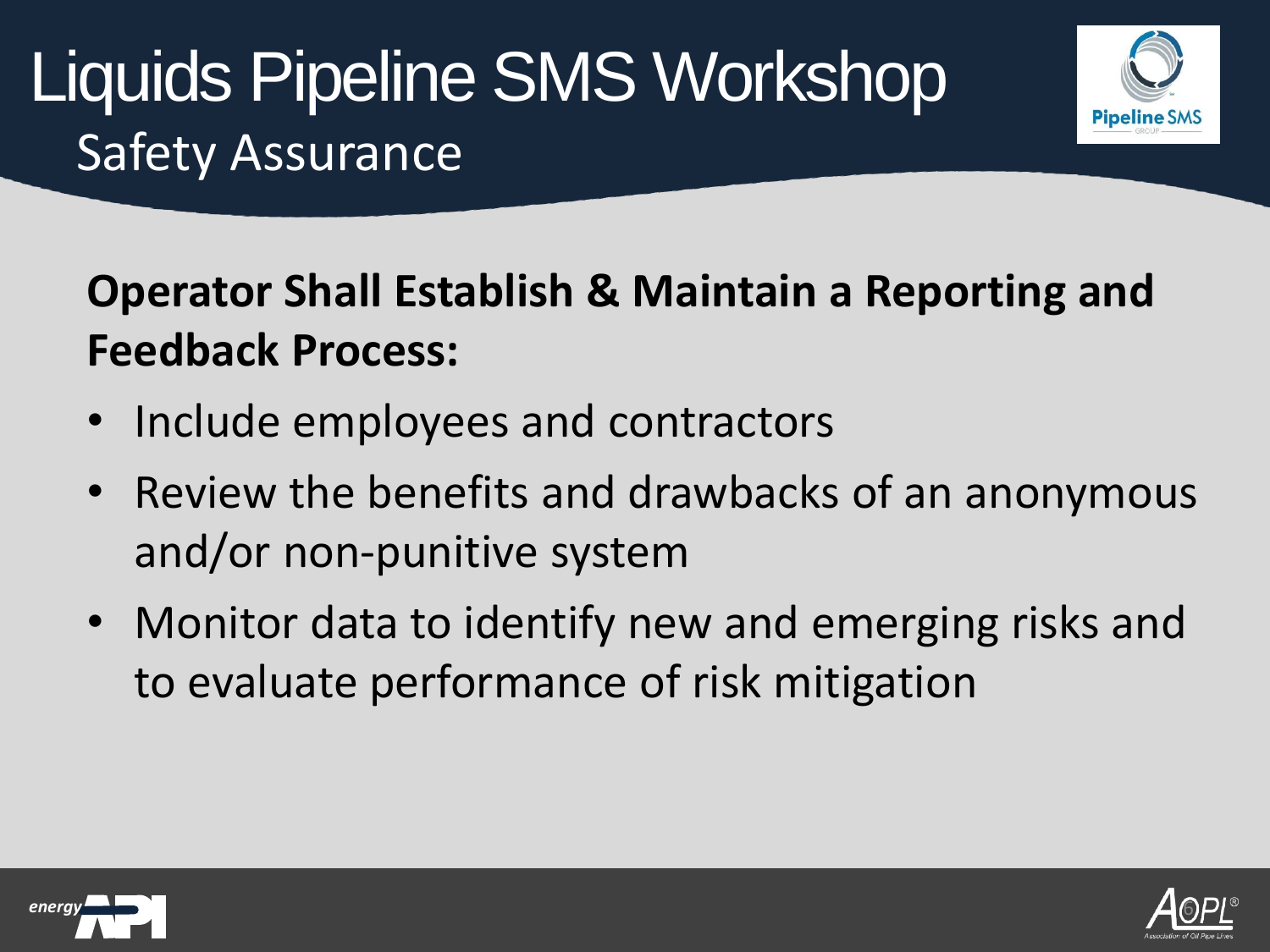# Liquids Pipeline SMS Workshop

## Safety Assurance

**Operator Shall Establish & Maintain a Reporting and Feedback Process:**

- Include employees and contractors
- Review the benefits and drawbacks of an anonymous and/or non-punitive system
- Monitor data to identify new and emerging risks and to evaluate performance of risk mitigation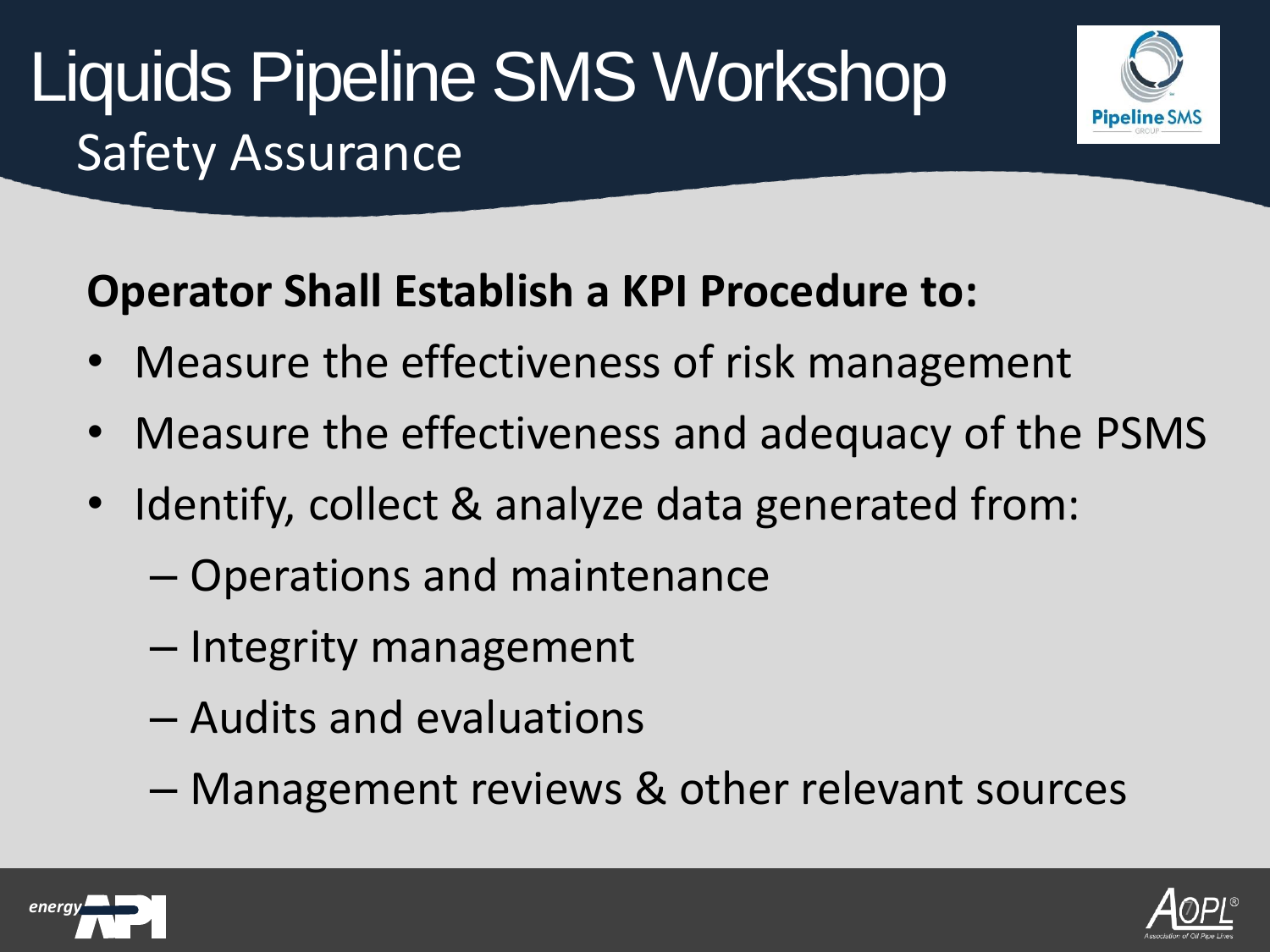# Liquids Pipeline SMS Workshop

## Safety Assurance

**Operator Shall Establish a KPI Procedure to:**

- Measure the effectiveness of risk management
- Measure the effectiveness and adequacy of the PSMS
- Identify, collect & analyze data generated from:
  - Operations and maintenance
  - Integrity management
  - Audits and evaluations
  - Management reviews & other relevant sources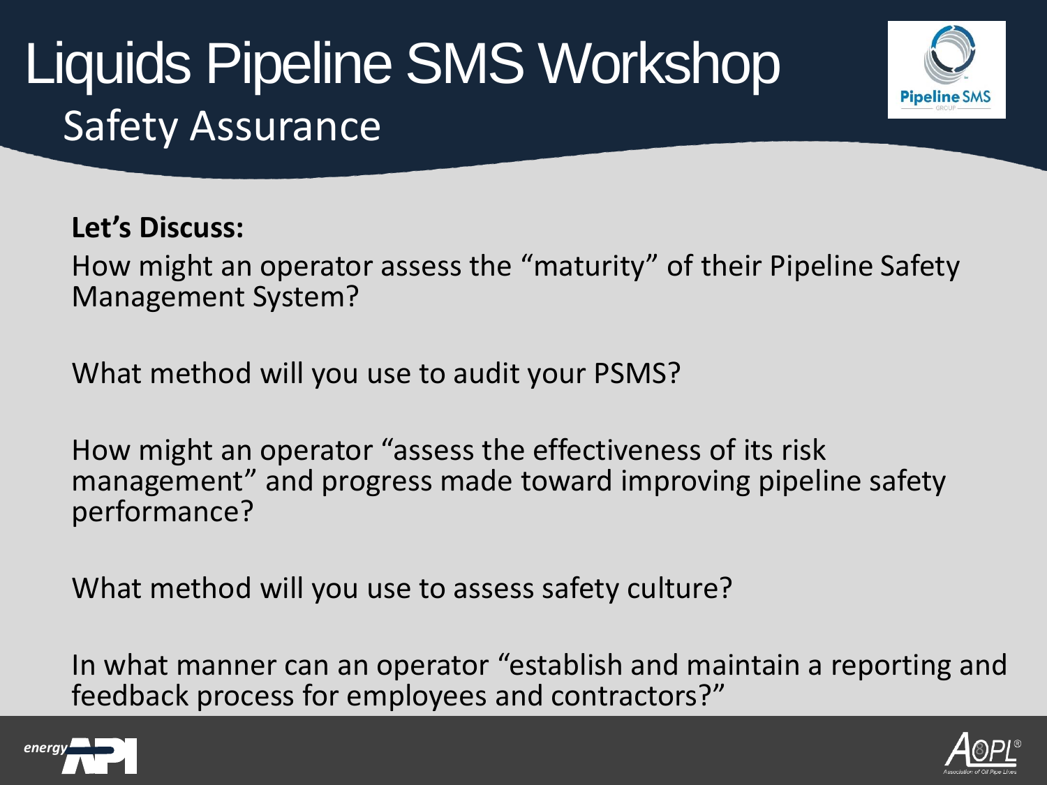# Liquids Pipeline SMS Workshop

## Safety Assurance

**Let's Discuss:**

How might an operator assess the "maturity" of their Pipeline Safety Management System?

What method will you use to audit your PSMS?

How might an operator "assess the effectiveness of its risk management" and progress made toward improving pipeline safety performance?

What method will you use to assess safety culture?

In what manner can an operator "establish and maintain a reporting and feedback process for employees and contractors?"